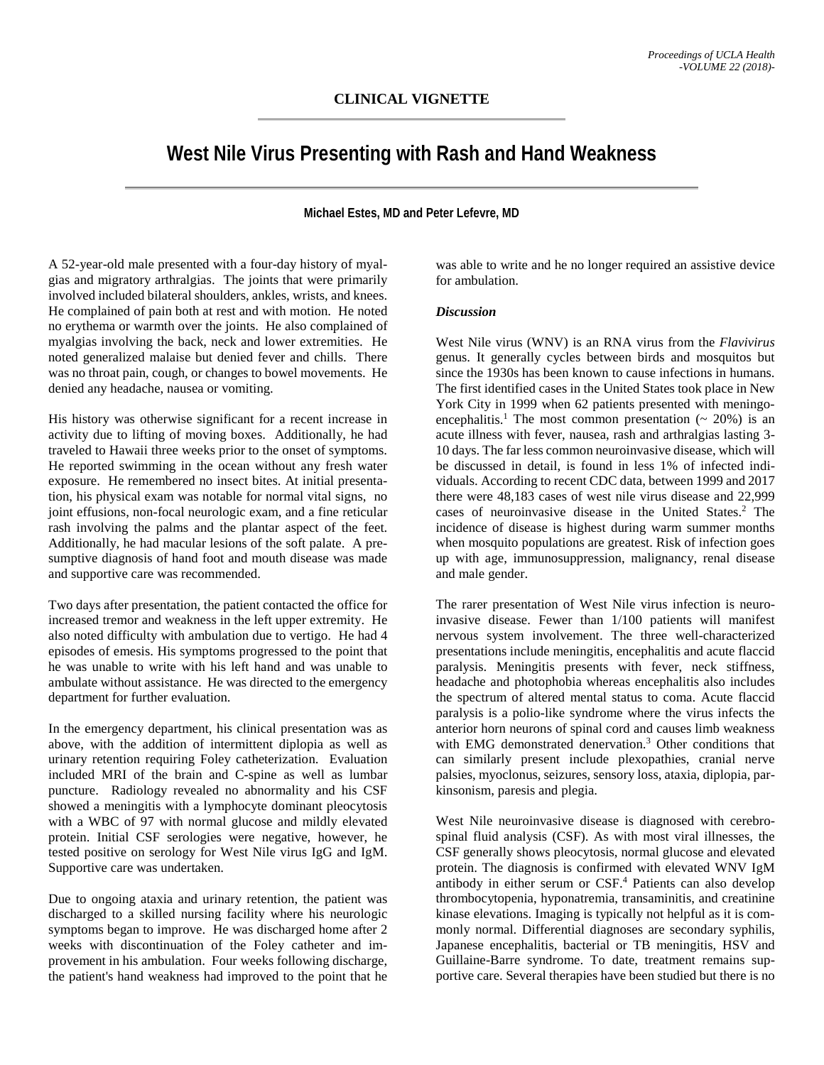## CLINICAL VIGNETTE

# West Nile Virus Presenting with Rash and Hand Weakness

**Michael Estes, MD and Peter Lefevre, MD**

A 52-year-old male presented with a four-day history of myalgias and migratory arthralgias. The joints that were primarily involved included bilateral shoulders, ankles, wrists, and knees. He complained of pain both at rest and with motion. He noted no erythema or warmth over the joints. He also complained of myalgias involving the back, neck and lower extremities. He noted generalized malaise but denied fever and chills. There was no throat pain, cough, or changes to bowel movements. He denied any headache, nausea or vomiting.

His history was otherwise significant for a recent increase in activity due to lifting of moving boxes. Additionally, he had traveled to Hawaii three weeks prior to the onset of symptoms. He reported swimming in the ocean without any fresh water exposure. He remembered no insect bites. At initial presentation, his physical exam was notable for normal vital signs, no joint effusions, non-focal neurologic exam, and a fine reticular rash involving the palms and the plantar aspect of the feet. Additionally, he had macular lesions of the soft palate. A presumptive diagnosis of hand foot and mouth disease was made and supportive care was recommended.

Two days after presentation, the patient contacted the office for increased tremor and weakness in the left upper extremity. He also noted difficulty with ambulation due to vertigo. He had 4 episodes of emesis. His symptoms progressed to the point that he was unable to write with his left hand and was unable to ambulate without assistance. He was directed to the emergency department for further evaluation.

In the emergency department, his clinical presentation was as above, with the addition of intermittent diplopia as well as urinary retention requiring Foley catheterization. Evaluation included MRI of the brain and C-spine as well as lumbar puncture. Radiology revealed no abnormality and his CSF showed a meningitis with a lymphocyte dominant pleocytosis with a WBC of 97 with normal glucose and mildly elevated protein. Initial CSF serologies were negative, however, he tested positive on serology for West Nile virus IgG and IgM. Supportive care was undertaken.

Due to ongoing ataxia and urinary retention, the patient was discharged to a skilled nursing facility where his neurologic symptoms began to improve. He was discharged home after 2 weeks with discontinuation of the Foley catheter and improvement in his ambulation. Four weeks following discharge, the patient's hand weakness had improved to the point that he was able to write and he no longer required an assistive device for ambulation.

### *Discussion*

West Nile virus (WNV) is an RNA virus from the *Flavivirus* genus. It generally cycles between birds and mosquitos but since the 1930s has been known to cause infections in humans. The first identified cases in the United States took place in New York City in 1999 when 62 patients presented with meningoencephalitis.[1] The most common presentation (~ 20%) is an acute illness with fever, nausea, rash and arthralgias lasting 3-10 days. The far less common neuroinvasive disease, which will be discussed in detail, is found in less 1% of infected individuals. According to recent CDC data, between 1999 and 2017 there were 48,183 cases of west nile virus disease and 22,999 cases of neuroinvasive disease in the United States.[2] The incidence of disease is highest during warm summer months when mosquito populations are greatest. Risk of infection goes up with age, immunosuppression, malignancy, renal disease and male gender.

The rarer presentation of West Nile virus infection is neuroinvasive disease. Fewer than 1/100 patients will manifest nervous system involvement. The three well-characterized presentations include meningitis, encephalitis and acute flaccid paralysis. Meningitis presents with fever, neck stiffness, headache and photophobia whereas encephalitis also includes the spectrum of altered mental status to coma. Acute flaccid paralysis is a polio-like syndrome where the virus infects the anterior horn neurons of spinal cord and causes limb weakness with EMG demonstrated denervation.[3] Other conditions that can similarly present include plexopathies, cranial nerve palsies, myoclonus, seizures, sensory loss, ataxia, diplopia, parkinsonism, paresis and plegia.

West Nile neuroinvasive disease is diagnosed with cerebrospinal fluid analysis (CSF). As with most viral illnesses, the CSF generally shows pleocytosis, normal glucose and elevated protein. The diagnosis is confirmed with elevated WNV IgM antibody in either serum or CSF.[4] Patients can also develop thrombocytopenia, hyponatremia, transaminitis, and creatinine kinase elevations. Imaging is typically not helpful as it is commonly normal. Differential diagnoses are secondary syphilis, Japanese encephalitis, bacterial or TB meningitis, HSV and Guillaine-Barre syndrome. To date, treatment remains supportive care. Several therapies have been studied but there is no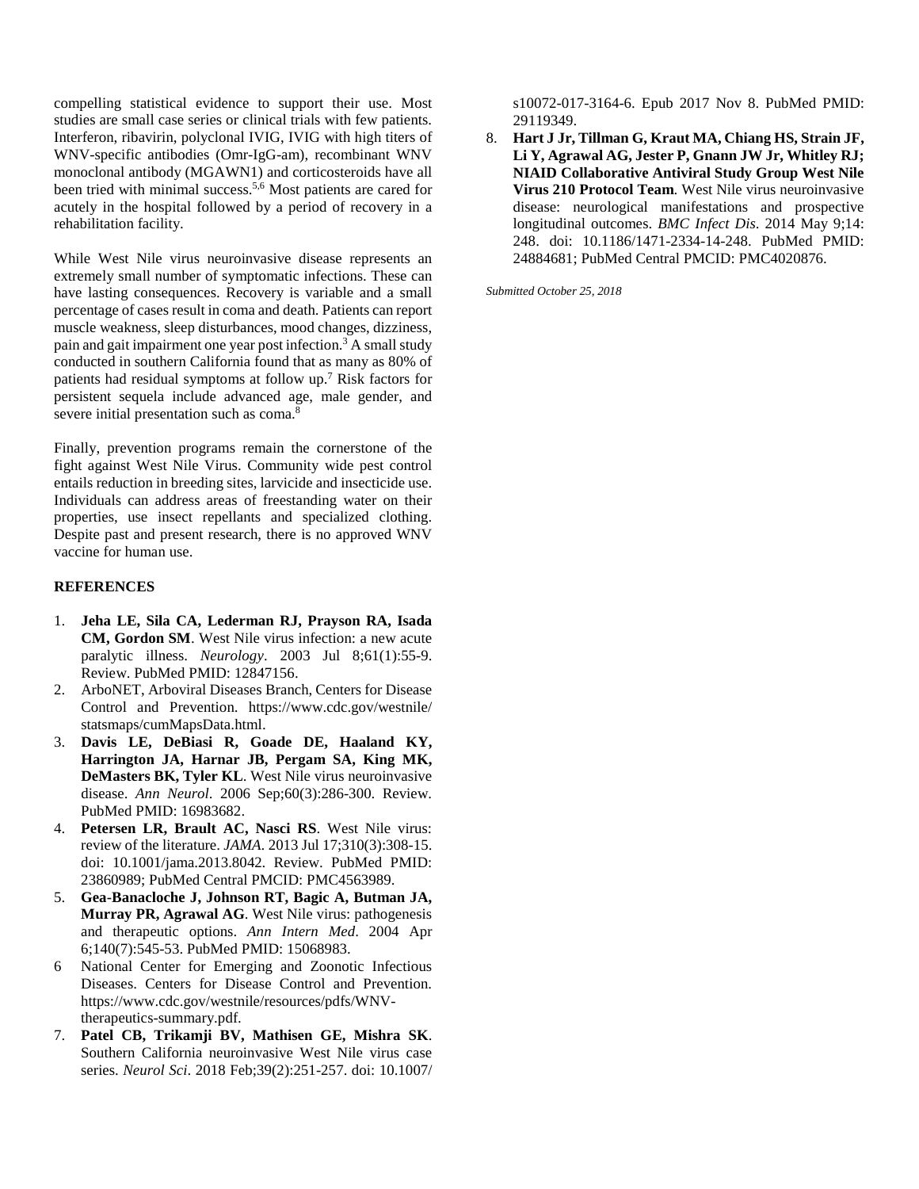compelling statistical evidence to support their use. Most studies are small case series or clinical trials with few patients. Interferon, ribavirin, polyclonal IVIG, IVIG with high titers of WNV-specific antibodies (Omr-IgG-am), recombinant WNV monoclonal antibody (MGAWN1) and corticosteroids have all been tried with minimal success.[5,6] Most patients are cared for acutely in the hospital followed by a period of recovery in a rehabilitation facility.

While West Nile virus neuroinvasive disease represents an extremely small number of symptomatic infections. These can have lasting consequences. Recovery is variable and a small percentage of cases result in coma and death. Patients can report muscle weakness, sleep disturbances, mood changes, dizziness, pain and gait impairment one year post infection.[3] A small study conducted in southern California found that as many as 80% of patients had residual symptoms at follow up.[7] Risk factors for persistent sequela include advanced age, male gender, and severe initial presentation such as coma.[8]

Finally, prevention programs remain the cornerstone of the fight against West Nile Virus. Community wide pest control entails reduction in breeding sites, larvicide and insecticide use. Individuals can address areas of freestanding water on their properties, use insect repellants and specialized clothing. Despite past and present research, there is no approved WNV vaccine for human use.

## REFERENCES

1. **Jeha LE, Sila CA, Lederman RJ, Prayson RA, Isada CM, Gordon SM**. West Nile virus infection: a new acute paralytic illness. *Neurology*. 2003 Jul 8;61(1):55-9. Review. PubMed PMID: 12847156.
2. ArboNET, Arboviral Diseases Branch, Centers for Disease Control and Prevention. https://www.cdc.gov/westnile/statsmaps/cumMapsData.html.
3. **Davis LE, DeBiasi R, Goade DE, Haaland KY, Harrington JA, Harnar JB, Pergam SA, King MK, DeMasters BK, Tyler KL**. West Nile virus neuroinvasive disease. *Ann Neurol*. 2006 Sep;60(3):286-300. Review. PubMed PMID: 16983682.
4. **Petersen LR, Brault AC, Nasci RS**. West Nile virus: review of the literature. *JAMA*. 2013 Jul 17;310(3):308-15. doi: 10.1001/jama.2013.8042. Review. PubMed PMID: 23860989; PubMed Central PMCID: PMC4563989.
5. **Gea-Banacloche J, Johnson RT, Bagic A, Butman JA, Murray PR, Agrawal AG**. West Nile virus: pathogenesis and therapeutic options. *Ann Intern Med*. 2004 Apr 6;140(7):545-53. PubMed PMID: 15068983.
6. National Center for Emerging and Zoonotic Infectious Diseases. Centers for Disease Control and Prevention. https://www.cdc.gov/westnile/resources/pdfs/WNV-therapeutics-summary.pdf.
7. **Patel CB, Trikamji BV, Mathisen GE, Mishra SK**. Southern California neuroinvasive West Nile virus case series. *Neurol Sci*. 2018 Feb;39(2):251-257. doi: 10.1007/s10072-017-3164-6. Epub 2017 Nov 8. PubMed PMID: 29119349.
8. **Hart J Jr, Tillman G, Kraut MA, Chiang HS, Strain JF, Li Y, Agrawal AG, Jester P, Gnann JW Jr, Whitley RJ; NIAID Collaborative Antiviral Study Group West Nile Virus 210 Protocol Team**. West Nile virus neuroinvasive disease: neurological manifestations and prospective longitudinal outcomes. *BMC Infect Dis*. 2014 May 9;14: 248. doi: 10.1186/1471-2334-14-248. PubMed PMID: 24884681; PubMed Central PMCID: PMC4020876.

*Submitted October 25, 2018*